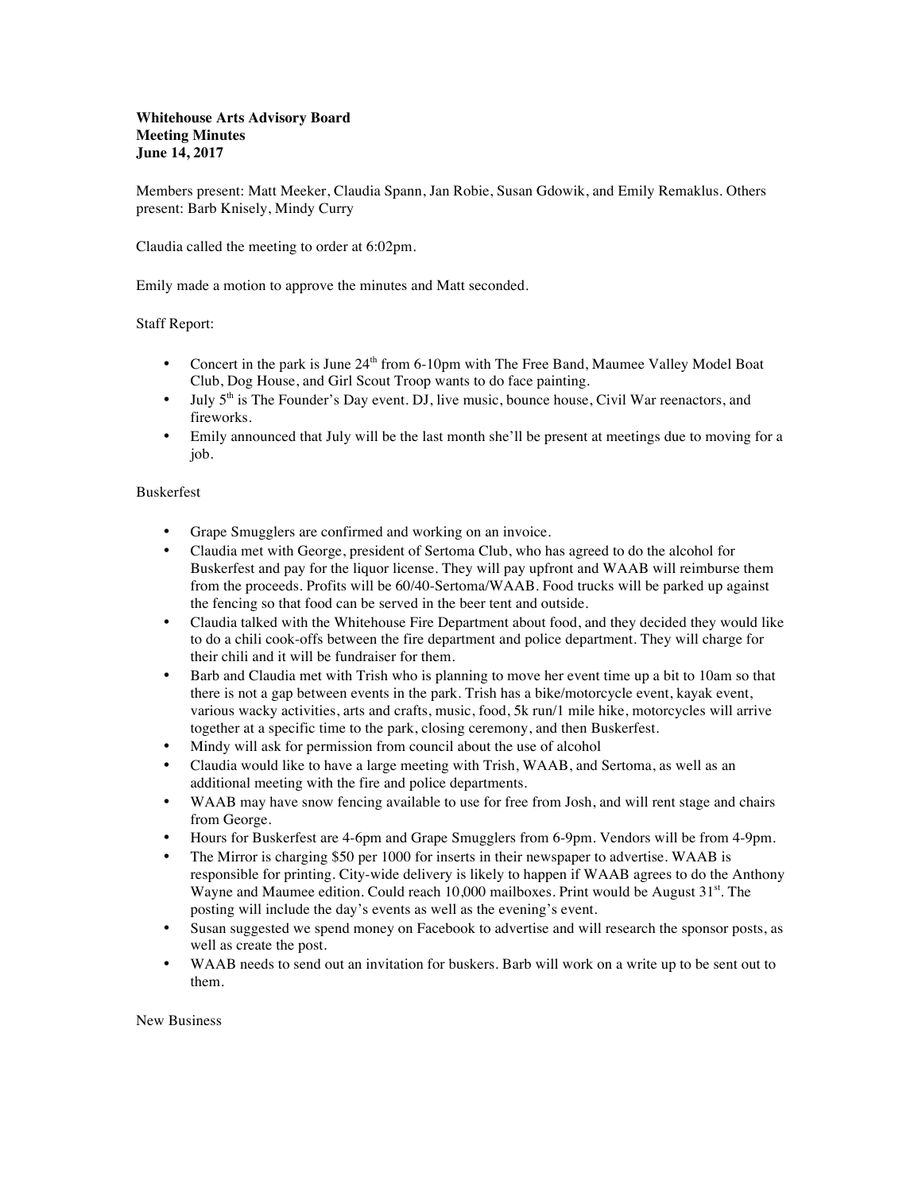**Whitehouse Arts Advisory Board**
**Meeting Minutes**
**June 14, 2017**

Members present: Matt Meeker, Claudia Spann, Jan Robie, Susan Gdowik, and Emily Remaklus. Others present: Barb Knisely, Mindy Curry

Claudia called the meeting to order at 6:02pm.

Emily made a motion to approve the minutes and Matt seconded.

Staff Report:

- Concert in the park is June 24th from 6-10pm with The Free Band, Maumee Valley Model Boat Club, Dog House, and Girl Scout Troop wants to do face painting.
- July 5th is The Founder's Day event. DJ, live music, bounce house, Civil War reenactors, and fireworks.
- Emily announced that July will be the last month she'll be present at meetings due to moving for a job.

Buskerfest

- Grape Smugglers are confirmed and working on an invoice.
- Claudia met with George, president of Sertoma Club, who has agreed to do the alcohol for Buskerfest and pay for the liquor license. They will pay upfront and WAAB will reimburse them from the proceeds. Profits will be 60/40-Sertoma/WAAB. Food trucks will be parked up against the fencing so that food can be served in the beer tent and outside.
- Claudia talked with the Whitehouse Fire Department about food, and they decided they would like to do a chili cook-offs between the fire department and police department. They will charge for their chili and it will be fundraiser for them.
- Barb and Claudia met with Trish who is planning to move her event time up a bit to 10am so that there is not a gap between events in the park. Trish has a bike/motorcycle event, kayak event, various wacky activities, arts and crafts, music, food, 5k run/1 mile hike, motorcycles will arrive together at a specific time to the park, closing ceremony, and then Buskerfest.
- Mindy will ask for permission from council about the use of alcohol
- Claudia would like to have a large meeting with Trish, WAAB, and Sertoma, as well as an additional meeting with the fire and police departments.
- WAAB may have snow fencing available to use for free from Josh, and will rent stage and chairs from George.
- Hours for Buskerfest are 4-6pm and Grape Smugglers from 6-9pm. Vendors will be from 4-9pm.
- The Mirror is charging $50 per 1000 for inserts in their newspaper to advertise. WAAB is responsible for printing. City-wide delivery is likely to happen if WAAB agrees to do the Anthony Wayne and Maumee edition. Could reach 10,000 mailboxes. Print would be August 31st. The posting will include the day's events as well as the evening's event.
- Susan suggested we spend money on Facebook to advertise and will research the sponsor posts, as well as create the post.
- WAAB needs to send out an invitation for buskers. Barb will work on a write up to be sent out to them.

New Business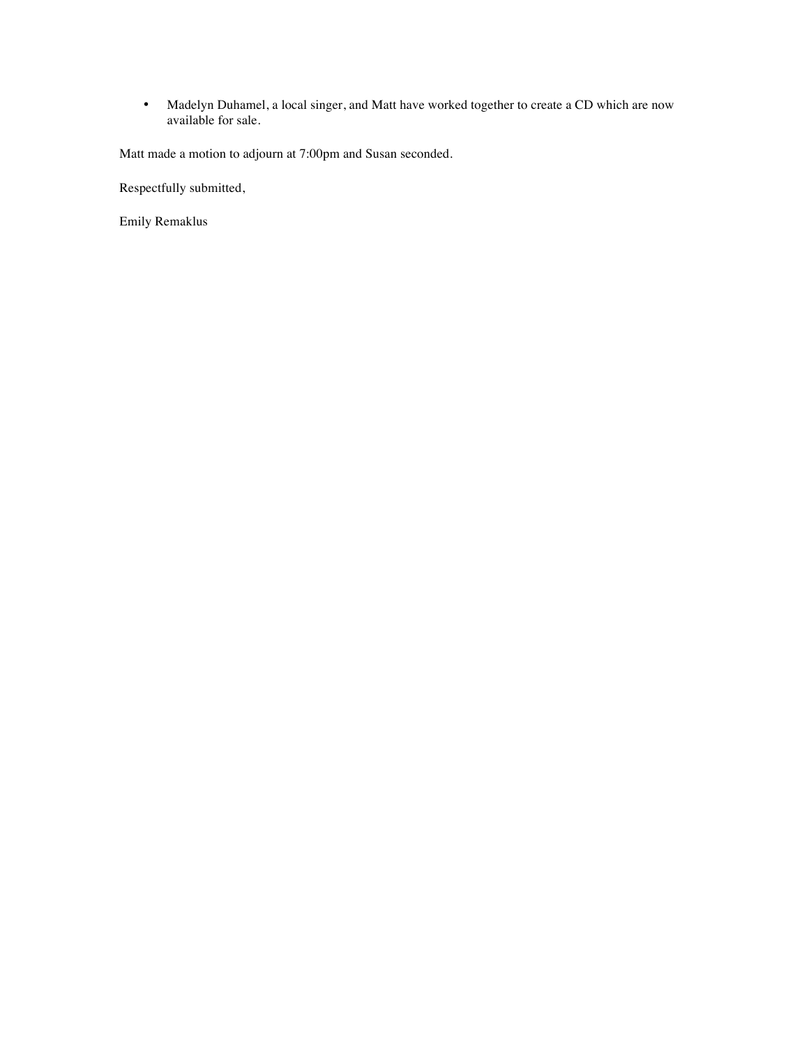- Madelyn Duhamel, a local singer, and Matt have worked together to create a CD which are now available for sale.

Matt made a motion to adjourn at 7:00pm and Susan seconded.

Respectfully submitted,

Emily Remaklus